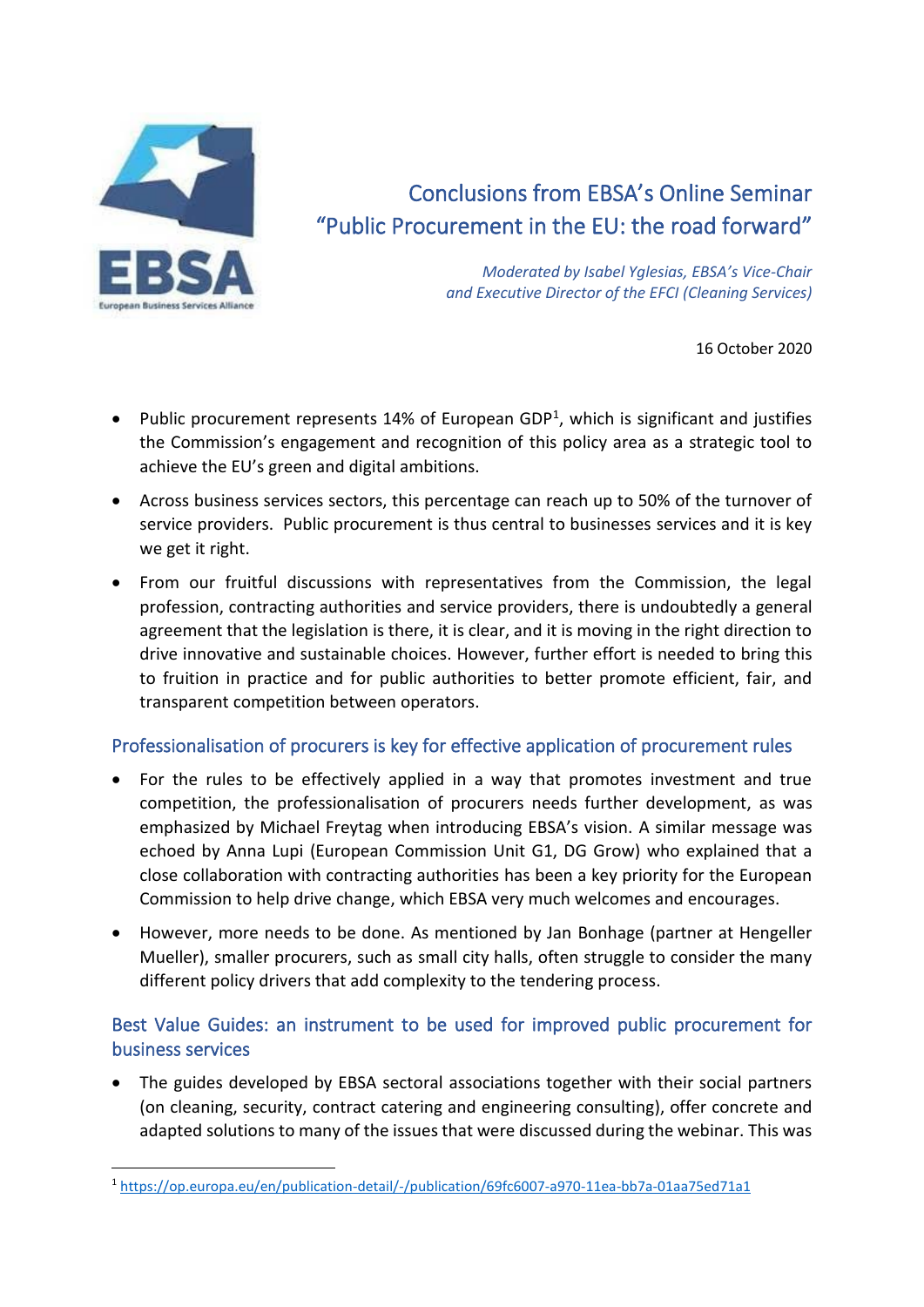# Conclusions from EBSA's Online Seminar "Public Procurement in the EU: the road forward"

*Moderated by Isabel Yglesias, EBSA's Vice-Chair and Executive Director of the EFCI (Cleaning Services)*

16 October 2020

- Public procurement represents 14% of European GDP[1], which is significant and justifies the Commission's engagement and recognition of this policy area as a strategic tool to achieve the EU's green and digital ambitions.
- Across business services sectors, this percentage can reach up to 50% of the turnover of service providers. Public procurement is thus central to businesses services and it is key we get it right.
- From our fruitful discussions with representatives from the Commission, the legal profession, contracting authorities and service providers, there is undoubtedly a general agreement that the legislation is there, it is clear, and it is moving in the right direction to drive innovative and sustainable choices. However, further effort is needed to bring this to fruition in practice and for public authorities to better promote efficient, fair, and transparent competition between operators.

## Professionalisation of procurers is key for effective application of procurement rules

- For the rules to be effectively applied in a way that promotes investment and true competition, the professionalisation of procurers needs further development, as was emphasized by Michael Freytag when introducing EBSA's vision. A similar message was echoed by Anna Lupi (European Commission Unit G1, DG Grow) who explained that a close collaboration with contracting authorities has been a key priority for the European Commission to help drive change, which EBSA very much welcomes and encourages.
- However, more needs to be done. As mentioned by Jan Bonhage (partner at Hengeller Mueller), smaller procurers, such as small city halls, often struggle to consider the many different policy drivers that add complexity to the tendering process.

## Best Value Guides: an instrument to be used for improved public procurement for business services

- The guides developed by EBSA sectoral associations together with their social partners (on cleaning, security, contract catering and engineering consulting), offer concrete and adapted solutions to many of the issues that were discussed during the webinar. This was

[1] https://op.europa.eu/en/publication-detail/-/publication/69fc6007-a970-11ea-bb7a-01aa75ed71a1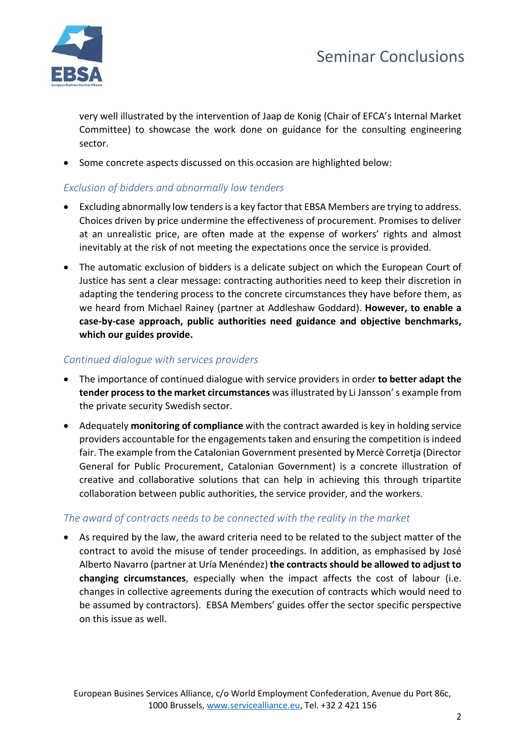very well illustrated by the intervention of Jaap de Konig (Chair of EFCA's Internal Market Committee) to showcase the work done on guidance for the consulting engineering sector.

- Some concrete aspects discussed on this occasion are highlighted below:

### *Exclusion of bidders and abnormally low tenders*

- Excluding abnormally low tenders is a key factor that EBSA Members are trying to address. Choices driven by price undermine the effectiveness of procurement. Promises to deliver at an unrealistic price, are often made at the expense of workers' rights and almost inevitably at the risk of not meeting the expectations once the service is provided.
- The automatic exclusion of bidders is a delicate subject on which the European Court of Justice has sent a clear message: contracting authorities need to keep their discretion in adapting the tendering process to the concrete circumstances they have before them, as we heard from Michael Rainey (partner at Addleshaw Goddard). **However, to enable a case-by-case approach, public authorities need guidance and objective benchmarks, which our guides provide.**

### *Continued dialogue with services providers*

- The importance of continued dialogue with service providers in order **to better adapt the tender process to the market circumstances** was illustrated by Li Jansson' s example from the private security Swedish sector.
- Adequately **monitoring of compliance** with the contract awarded is key in holding service providers accountable for the engagements taken and ensuring the competition is indeed fair. The example from the Catalonian Government presented by Mercè Corretja (Director General for Public Procurement, Catalonian Government) is a concrete illustration of creative and collaborative solutions that can help in achieving this through tripartite collaboration between public authorities, the service provider, and the workers.

### *The award of contracts needs to be connected with the reality in the market*

- As required by the law, the award criteria need to be related to the subject matter of the contract to avoid the misuse of tender proceedings. In addition, as emphasised by José Alberto Navarro (partner at Uría Menéndez) **the contracts should be allowed to adjust to changing circumstances**, especially when the impact affects the cost of labour (i.e. changes in collective agreements during the execution of contracts which would need to be assumed by contractors). EBSA Members' guides offer the sector specific perspective on this issue as well.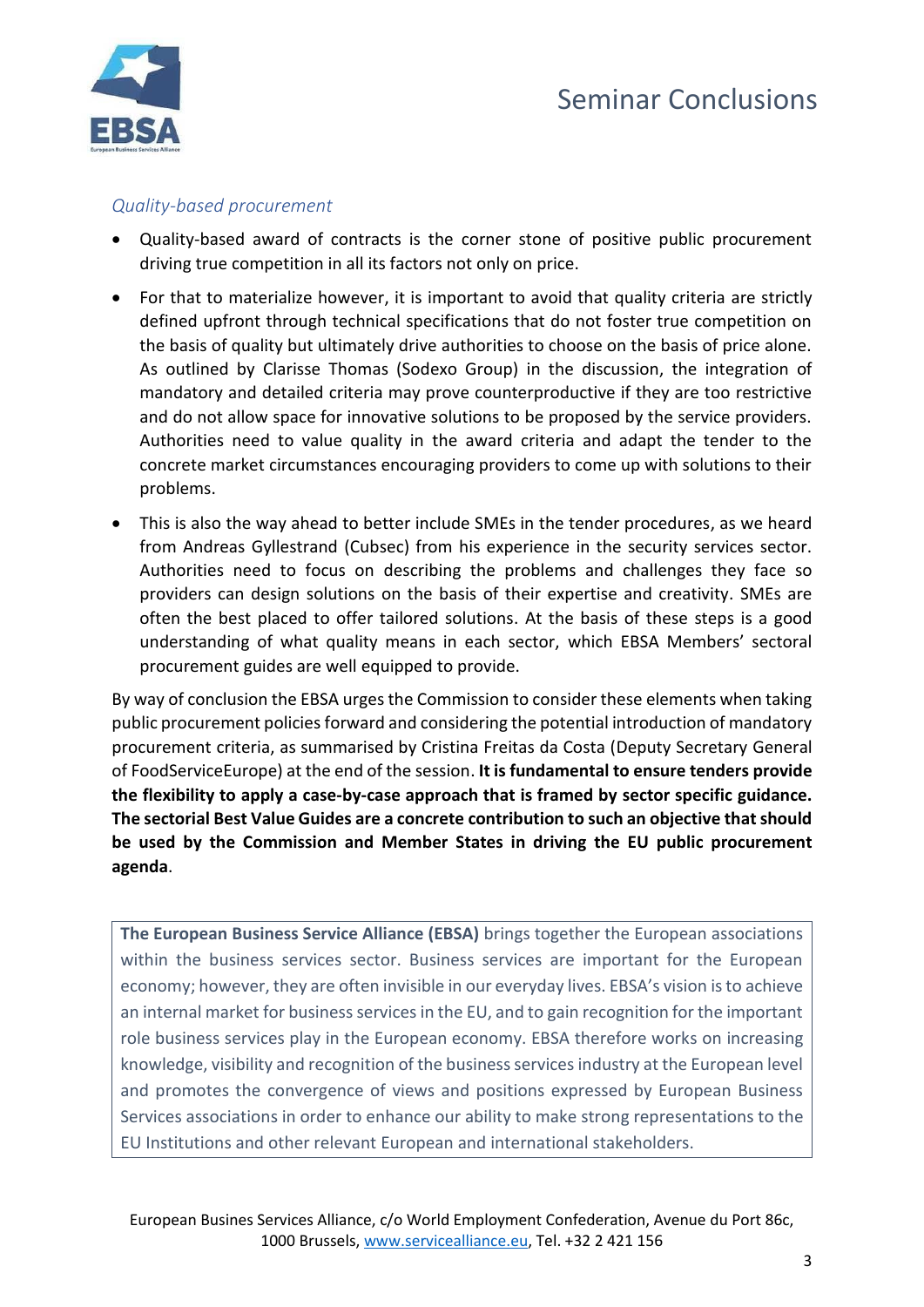### *Quality-based procurement*

- Quality-based award of contracts is the corner stone of positive public procurement driving true competition in all its factors not only on price.
- For that to materialize however, it is important to avoid that quality criteria are strictly defined upfront through technical specifications that do not foster true competition on the basis of quality but ultimately drive authorities to choose on the basis of price alone. As outlined by Clarisse Thomas (Sodexo Group) in the discussion, the integration of mandatory and detailed criteria may prove counterproductive if they are too restrictive and do not allow space for innovative solutions to be proposed by the service providers. Authorities need to value quality in the award criteria and adapt the tender to the concrete market circumstances encouraging providers to come up with solutions to their problems.
- This is also the way ahead to better include SMEs in the tender procedures, as we heard from Andreas Gyllestrand (Cubsec) from his experience in the security services sector. Authorities need to focus on describing the problems and challenges they face so providers can design solutions on the basis of their expertise and creativity. SMEs are often the best placed to offer tailored solutions. At the basis of these steps is a good understanding of what quality means in each sector, which EBSA Members' sectoral procurement guides are well equipped to provide.

By way of conclusion the EBSA urges the Commission to consider these elements when taking public procurement policies forward and considering the potential introduction of mandatory procurement criteria, as summarised by Cristina Freitas da Costa (Deputy Secretary General of FoodServiceEurope) at the end of the session. **It is fundamental to ensure tenders provide the flexibility to apply a case-by-case approach that is framed by sector specific guidance. The sectorial Best Value Guides are a concrete contribution to such an objective that should be used by the Commission and Member States in driving the EU public procurement agenda**.

> **The European Business Service Alliance (EBSA)** brings together the European associations within the business services sector. Business services are important for the European economy; however, they are often invisible in our everyday lives. EBSA's vision is to achieve an internal market for business services in the EU, and to gain recognition for the important role business services play in the European economy. EBSA therefore works on increasing knowledge, visibility and recognition of the business services industry at the European level and promotes the convergence of views and positions expressed by European Business Services associations in order to enhance our ability to make strong representations to the EU Institutions and other relevant European and international stakeholders.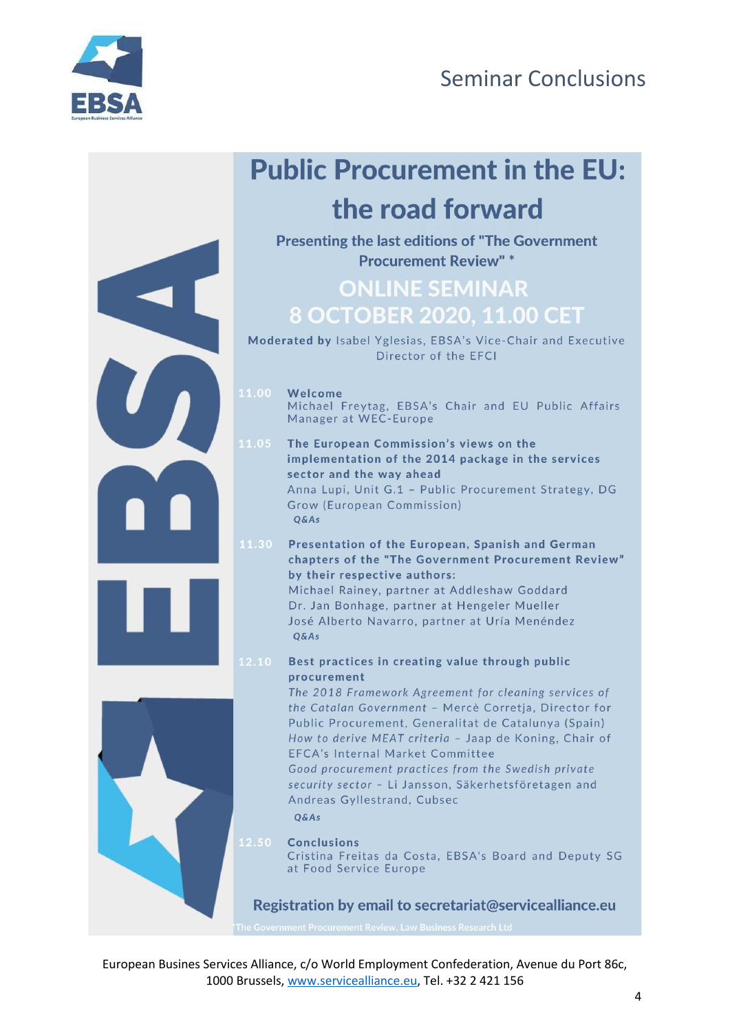# Public Procurement in the EU: the road forward

**Presenting the last editions of "The Government Procurement Review" ***

## ONLINE SEMINAR
## 8 OCTOBER 2020, 11.00 CET

**Moderated by** Isabel Yglesias, EBSA's Vice-Chair and Executive Director of the EFCI

**11.00 Welcome**
Michael Freytag, EBSA's Chair and EU Public Affairs Manager at WEC-Europe

**11.05 The European Commission's views on the implementation of the 2014 package in the services sector and the way ahead**
Anna Lupi, Unit G.1 – Public Procurement Strategy, DG Grow (European Commission)
***Q&As***

**11.30 Presentation of the European, Spanish and German chapters of the "The Government Procurement Review" by their respective authors:**
Michael Rainey, partner at Addleshaw Goddard
Dr. Jan Bonhage, partner at Hengeler Mueller
José Alberto Navarro, partner at Uría Menéndez
***Q&As***

**12.10 Best practices in creating value through public procurement**
*The 2018 Framework Agreement for cleaning services of the Catalan Government* – Mercè Corretja, Director for Public Procurement, Generalitat de Catalunya (Spain)
*How to derive MEAT criteria* – Jaap de Koning, Chair of EFCA's Internal Market Committee
*Good procurement practices from the Swedish private security sector* – Li Jansson, Säkerhetsföretagen and Andreas Gyllestrand, Cubsec
***Q&As***

**12.50 Conclusions**
Cristina Freitas da Costa, EBSA's Board and Deputy SG at Food Service Europe

**Registration by email to secretariat@servicealliance.eu**

*The Government Procurement Review, Law Business Research Ltd

European Busines Services Alliance, c/o World Employment Confederation, Avenue du Port 86c, 1000 Brussels, www.servicealliance.eu, Tel. +32 2 421 156